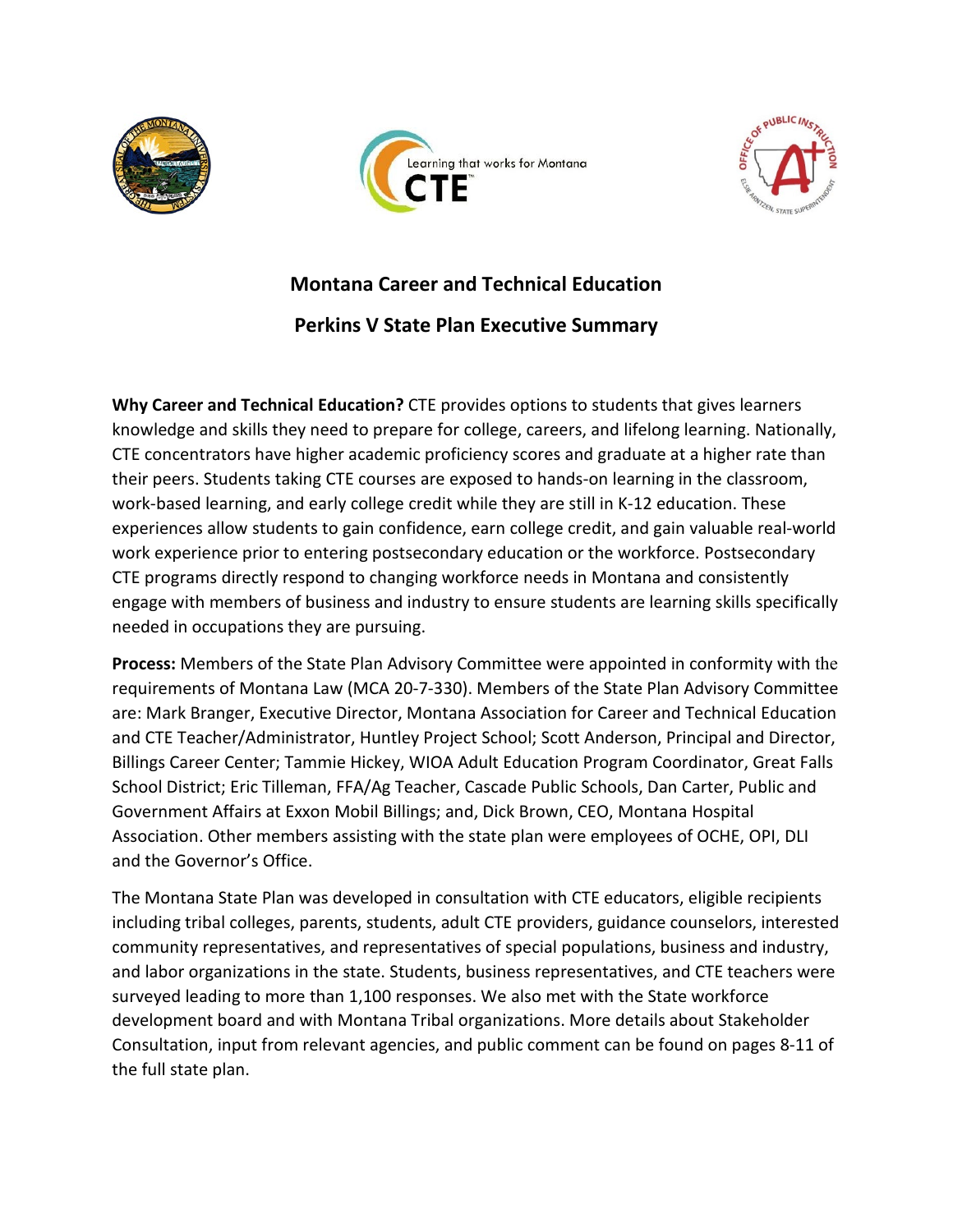# Montana Career and Technical Education

## Perkins V State Plan Executive Summary

**Why Career and Technical Education?** CTE provides options to students that gives learners knowledge and skills they need to prepare for college, careers, and lifelong learning. Nationally, CTE concentrators have higher academic proficiency scores and graduate at a higher rate than their peers. Students taking CTE courses are exposed to hands-on learning in the classroom, work-based learning, and early college credit while they are still in K-12 education. These experiences allow students to gain confidence, earn college credit, and gain valuable real-world work experience prior to entering postsecondary education or the workforce. Postsecondary CTE programs directly respond to changing workforce needs in Montana and consistently engage with members of business and industry to ensure students are learning skills specifically needed in occupations they are pursuing.

**Process:** Members of the State Plan Advisory Committee were appointed in conformity with the requirements of Montana Law (MCA 20-7-330). Members of the State Plan Advisory Committee are: Mark Branger, Executive Director, Montana Association for Career and Technical Education and CTE Teacher/Administrator, Huntley Project School; Scott Anderson, Principal and Director, Billings Career Center; Tammie Hickey, WIOA Adult Education Program Coordinator, Great Falls School District; Eric Tilleman, FFA/Ag Teacher, Cascade Public Schools, Dan Carter, Public and Government Affairs at Exxon Mobil Billings; and, Dick Brown, CEO, Montana Hospital Association. Other members assisting with the state plan were employees of OCHE, OPI, DLI and the Governor's Office.

The Montana State Plan was developed in consultation with CTE educators, eligible recipients including tribal colleges, parents, students, adult CTE providers, guidance counselors, interested community representatives, and representatives of special populations, business and industry, and labor organizations in the state. Students, business representatives, and CTE teachers were surveyed leading to more than 1,100 responses. We also met with the State workforce development board and with Montana Tribal organizations. More details about Stakeholder Consultation, input from relevant agencies, and public comment can be found on pages 8-11 of the full state plan.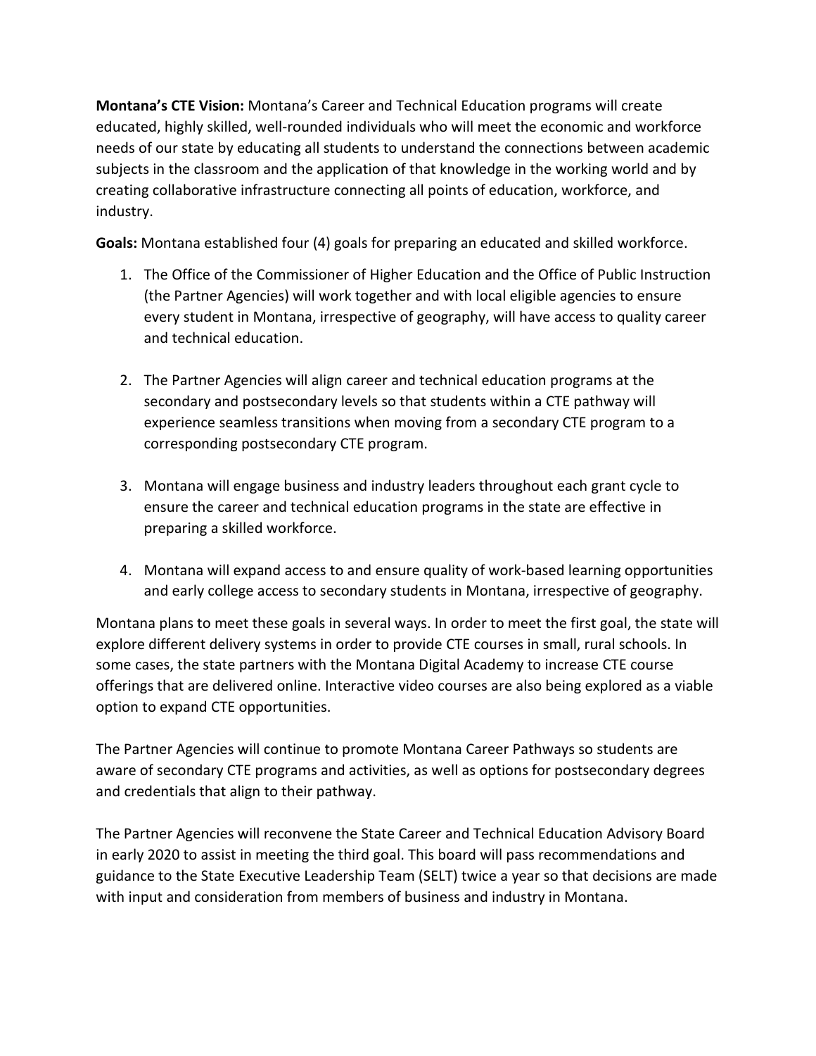**Montana's CTE Vision:** Montana's Career and Technical Education programs will create educated, highly skilled, well-rounded individuals who will meet the economic and workforce needs of our state by educating all students to understand the connections between academic subjects in the classroom and the application of that knowledge in the working world and by creating collaborative infrastructure connecting all points of education, workforce, and industry.

**Goals:** Montana established four (4) goals for preparing an educated and skilled workforce.

1. The Office of the Commissioner of Higher Education and the Office of Public Instruction (the Partner Agencies) will work together and with local eligible agencies to ensure every student in Montana, irrespective of geography, will have access to quality career and technical education.

2. The Partner Agencies will align career and technical education programs at the secondary and postsecondary levels so that students within a CTE pathway will experience seamless transitions when moving from a secondary CTE program to a corresponding postsecondary CTE program.

3. Montana will engage business and industry leaders throughout each grant cycle to ensure the career and technical education programs in the state are effective in preparing a skilled workforce.

4. Montana will expand access to and ensure quality of work-based learning opportunities and early college access to secondary students in Montana, irrespective of geography.

Montana plans to meet these goals in several ways. In order to meet the first goal, the state will explore different delivery systems in order to provide CTE courses in small, rural schools. In some cases, the state partners with the Montana Digital Academy to increase CTE course offerings that are delivered online. Interactive video courses are also being explored as a viable option to expand CTE opportunities.

The Partner Agencies will continue to promote Montana Career Pathways so students are aware of secondary CTE programs and activities, as well as options for postsecondary degrees and credentials that align to their pathway.

The Partner Agencies will reconvene the State Career and Technical Education Advisory Board in early 2020 to assist in meeting the third goal. This board will pass recommendations and guidance to the State Executive Leadership Team (SELT) twice a year so that decisions are made with input and consideration from members of business and industry in Montana.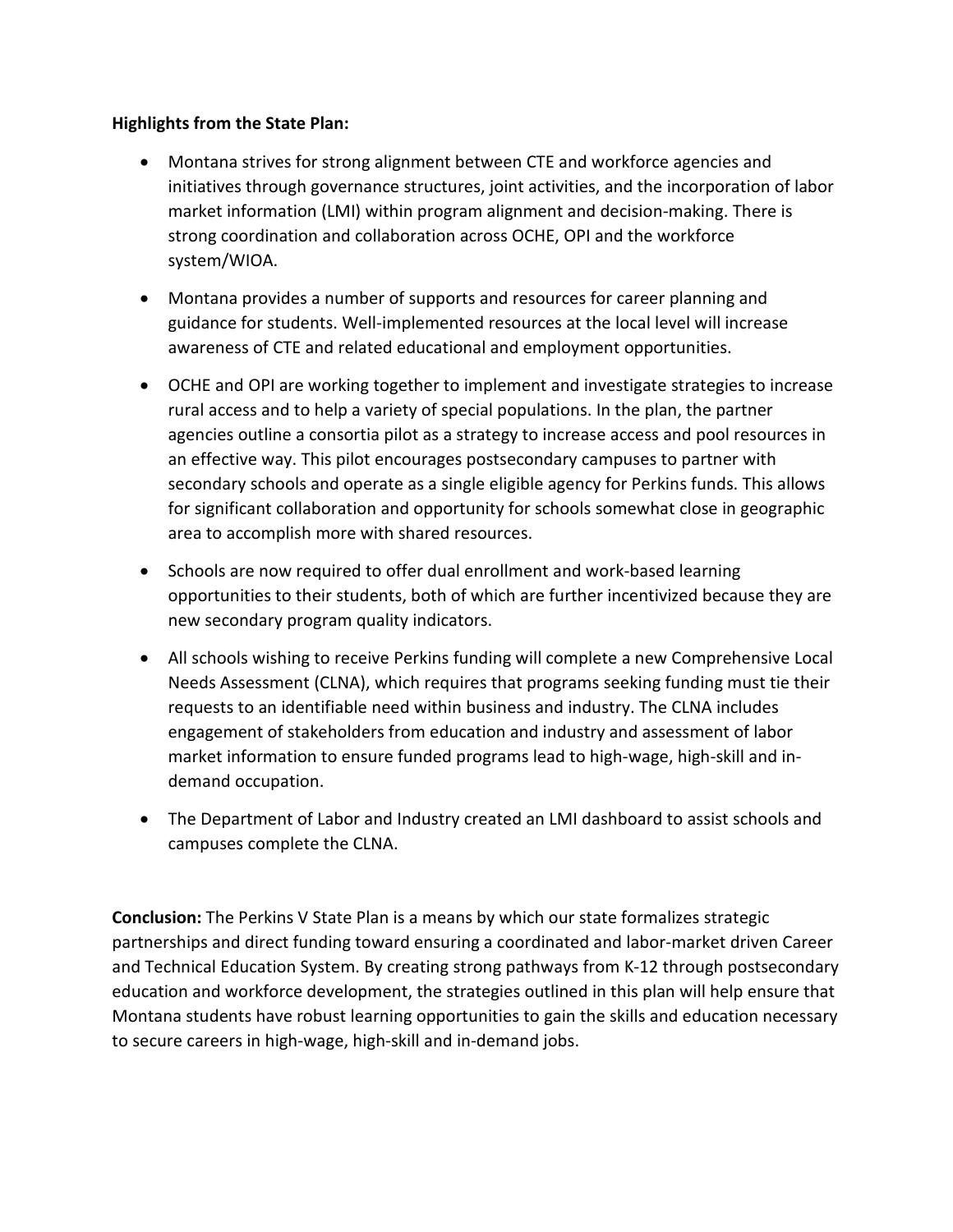**Highlights from the State Plan:**

- Montana strives for strong alignment between CTE and workforce agencies and initiatives through governance structures, joint activities, and the incorporation of labor market information (LMI) within program alignment and decision-making. There is strong coordination and collaboration across OCHE, OPI and the workforce system/WIOA.
- Montana provides a number of supports and resources for career planning and guidance for students. Well-implemented resources at the local level will increase awareness of CTE and related educational and employment opportunities.
- OCHE and OPI are working together to implement and investigate strategies to increase rural access and to help a variety of special populations. In the plan, the partner agencies outline a consortia pilot as a strategy to increase access and pool resources in an effective way. This pilot encourages postsecondary campuses to partner with secondary schools and operate as a single eligible agency for Perkins funds. This allows for significant collaboration and opportunity for schools somewhat close in geographic area to accomplish more with shared resources.
- Schools are now required to offer dual enrollment and work-based learning opportunities to their students, both of which are further incentivized because they are new secondary program quality indicators.
- All schools wishing to receive Perkins funding will complete a new Comprehensive Local Needs Assessment (CLNA), which requires that programs seeking funding must tie their requests to an identifiable need within business and industry. The CLNA includes engagement of stakeholders from education and industry and assessment of labor market information to ensure funded programs lead to high-wage, high-skill and in-demand occupation.
- The Department of Labor and Industry created an LMI dashboard to assist schools and campuses complete the CLNA.

**Conclusion:** The Perkins V State Plan is a means by which our state formalizes strategic partnerships and direct funding toward ensuring a coordinated and labor-market driven Career and Technical Education System. By creating strong pathways from K-12 through postsecondary education and workforce development, the strategies outlined in this plan will help ensure that Montana students have robust learning opportunities to gain the skills and education necessary to secure careers in high-wage, high-skill and in-demand jobs.